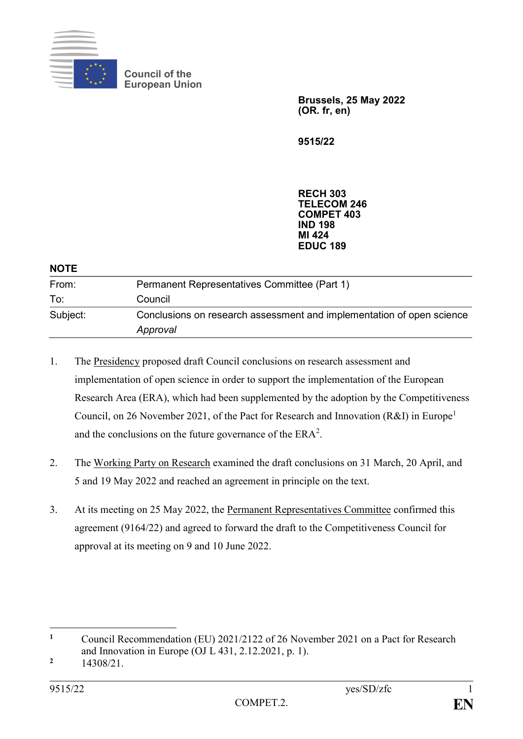Council of the European Union

**Brussels, 25 May 2022**
**(OR. fr, en)**

**9515/22**

**RECH 303**
**TELECOM 246**
**COMPET 403**
**IND 198**
**MI 424**
**EDUC 189**

**NOTE**

| | |
|---|---|
| From: | Permanent Representatives Committee (Part 1) |
| To: | Council |
| Subject: | Conclusions on research assessment and implementation of open science<br>*Approval* |

1. The Presidency proposed draft Council conclusions on research assessment and implementation of open science in order to support the implementation of the European Research Area (ERA), which had been supplemented by the adoption by the Competitiveness Council, on 26 November 2021, of the Pact for Research and Innovation (R&I) in Europe[1] and the conclusions on the future governance of the ERA[2].

2. The Working Party on Research examined the draft conclusions on 31 March, 20 April, and 5 and 19 May 2022 and reached an agreement in principle on the text.

3. At its meeting on 25 May 2022, the Permanent Representatives Committee confirmed this agreement (9164/22) and agreed to forward the draft to the Competitiveness Council for approval at its meeting on 9 and 10 June 2022.

---

[1] Council Recommendation (EU) 2021/2122 of 26 November 2021 on a Pact for Research and Innovation in Europe (OJ L 431, 2.12.2021, p. 1).

[2] 14308/21.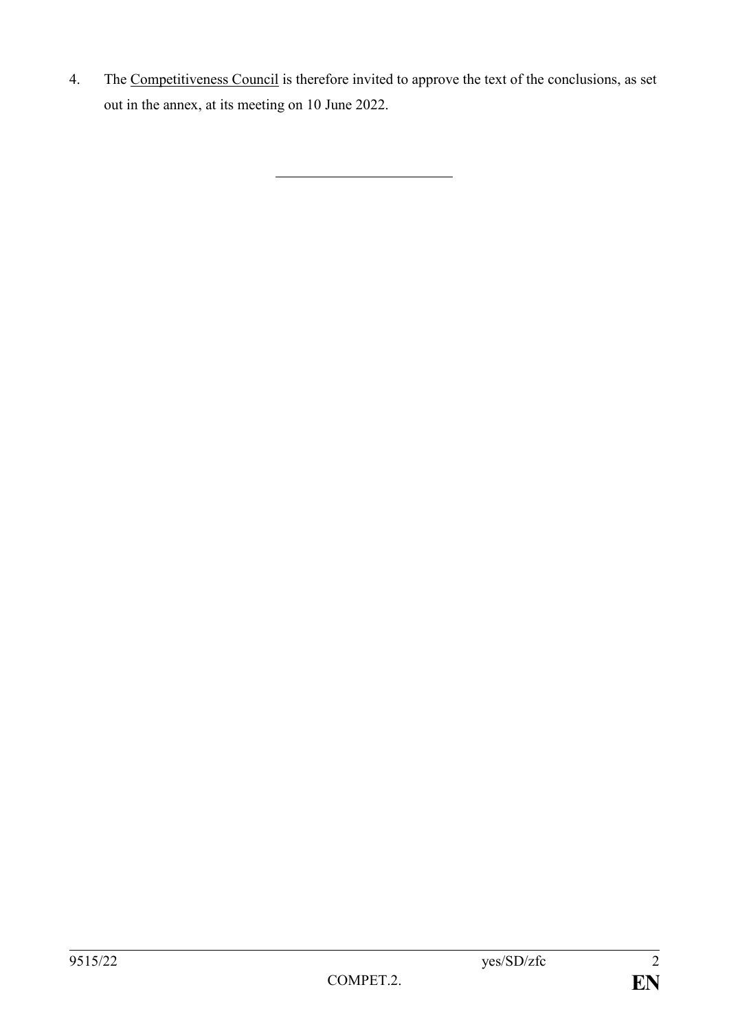4. The Competitiveness Council is therefore invited to approve the text of the conclusions, as set out in the annex, at its meeting on 10 June 2022.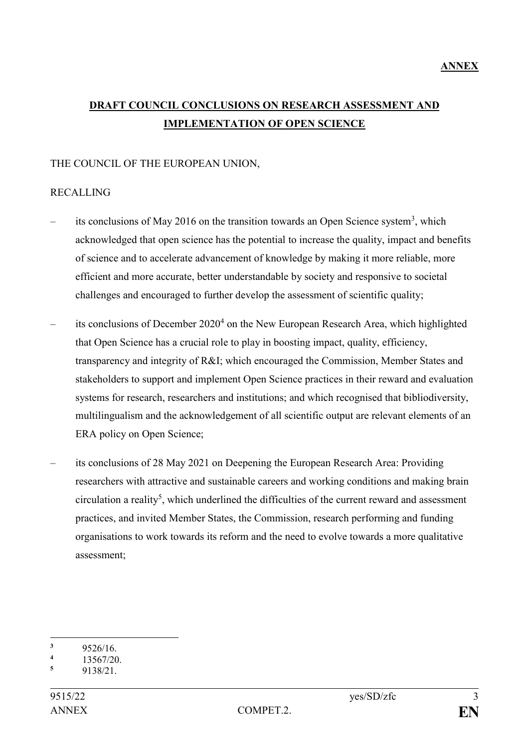**ANNEX**

# DRAFT COUNCIL CONCLUSIONS ON RESEARCH ASSESSMENT AND IMPLEMENTATION OF OPEN SCIENCE

THE COUNCIL OF THE EUROPEAN UNION,

RECALLING

- its conclusions of May 2016 on the transition towards an Open Science system[3], which acknowledged that open science has the potential to increase the quality, impact and benefits of science and to accelerate advancement of knowledge by making it more reliable, more efficient and more accurate, better understandable by society and responsive to societal challenges and encouraged to further develop the assessment of scientific quality;
- its conclusions of December 2020[4] on the New European Research Area, which highlighted that Open Science has a crucial role to play in boosting impact, quality, efficiency, transparency and integrity of R&I; which encouraged the Commission, Member States and stakeholders to support and implement Open Science practices in their reward and evaluation systems for research, researchers and institutions; and which recognised that bibliodiversity, multilingualism and the acknowledgement of all scientific output are relevant elements of an ERA policy on Open Science;
- its conclusions of 28 May 2021 on Deepening the European Research Area: Providing researchers with attractive and sustainable careers and working conditions and making brain circulation a reality[5], which underlined the difficulties of the current reward and assessment practices, and invited Member States, the Commission, research performing and funding organisations to work towards its reform and the need to evolve towards a more qualitative assessment;

---

[3] 9526/16.

[4] 13567/20.

[5] 9138/21.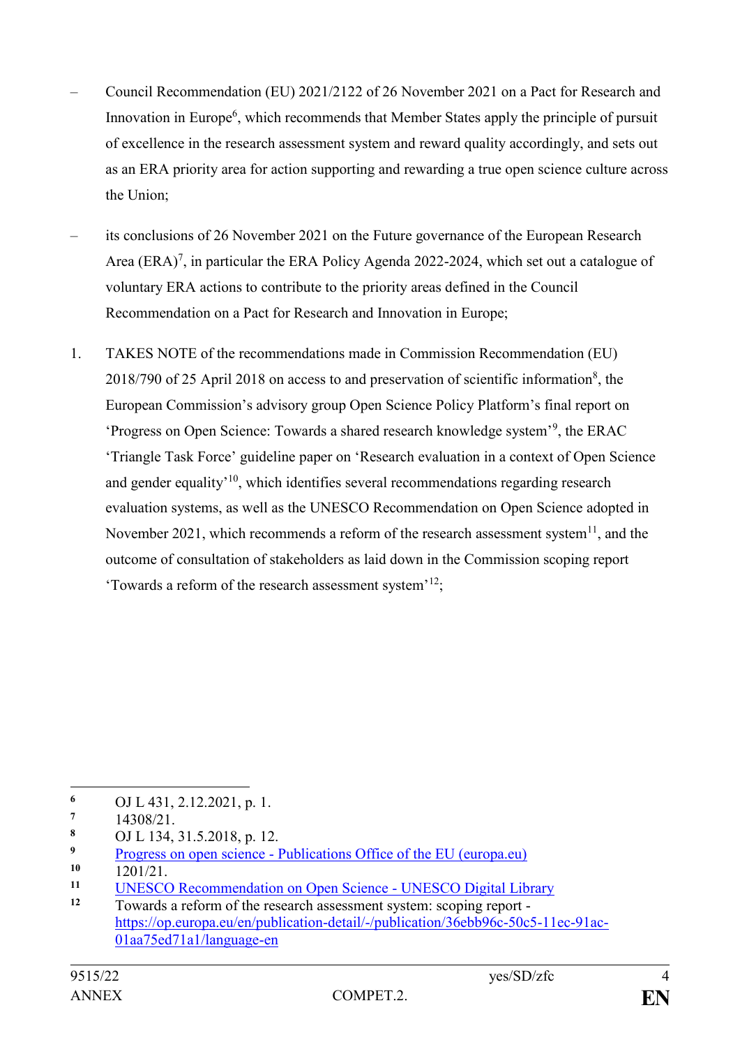– Council Recommendation (EU) 2021/2122 of 26 November 2021 on a Pact for Research and Innovation in Europe[6], which recommends that Member States apply the principle of pursuit of excellence in the research assessment system and reward quality accordingly, and sets out as an ERA priority area for action supporting and rewarding a true open science culture across the Union;

– its conclusions of 26 November 2021 on the Future governance of the European Research Area (ERA)[7], in particular the ERA Policy Agenda 2022-2024, which set out a catalogue of voluntary ERA actions to contribute to the priority areas defined in the Council Recommendation on a Pact for Research and Innovation in Europe;

1. TAKES NOTE of the recommendations made in Commission Recommendation (EU) 2018/790 of 25 April 2018 on access to and preservation of scientific information[8], the European Commission's advisory group Open Science Policy Platform's final report on 'Progress on Open Science: Towards a shared research knowledge system'[9], the ERAC 'Triangle Task Force' guideline paper on 'Research evaluation in a context of Open Science and gender equality'[10], which identifies several recommendations regarding research evaluation systems, as well as the UNESCO Recommendation on Open Science adopted in November 2021, which recommends a reform of the research assessment system[11], and the outcome of consultation of stakeholders as laid down in the Commission scoping report 'Towards a reform of the research assessment system'[12];

---

[6] OJ L 431, 2.12.2021, p. 1.

[7] 14308/21.

[8] OJ L 134, 31.5.2018, p. 12.

[9] Progress on open science - Publications Office of the EU (europa.eu)

[10] 1201/21.

[11] UNESCO Recommendation on Open Science - UNESCO Digital Library

[12] Towards a reform of the research assessment system: scoping report - https://op.europa.eu/en/publication-detail/-/publication/36ebb96c-50c5-11ec-91ac-01aa75ed71a1/language-en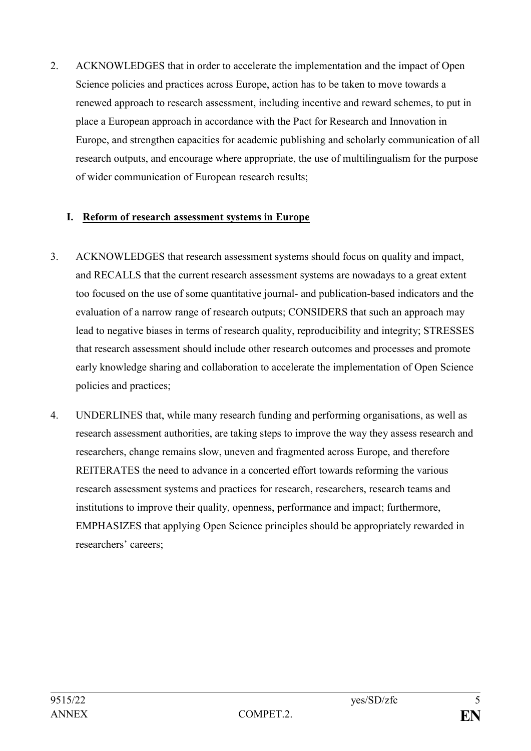2. ACKNOWLEDGES that in order to accelerate the implementation and the impact of Open Science policies and practices across Europe, action has to be taken to move towards a renewed approach to research assessment, including incentive and reward schemes, to put in place a European approach in accordance with the Pact for Research and Innovation in Europe, and strengthen capacities for academic publishing and scholarly communication of all research outputs, and encourage where appropriate, the use of multilingualism for the purpose of wider communication of European research results;

## I. Reform of research assessment systems in Europe

3. ACKNOWLEDGES that research assessment systems should focus on quality and impact, and RECALLS that the current research assessment systems are nowadays to a great extent too focused on the use of some quantitative journal- and publication-based indicators and the evaluation of a narrow range of research outputs; CONSIDERS that such an approach may lead to negative biases in terms of research quality, reproducibility and integrity; STRESSES that research assessment should include other research outcomes and processes and promote early knowledge sharing and collaboration to accelerate the implementation of Open Science policies and practices;

4. UNDERLINES that, while many research funding and performing organisations, as well as research assessment authorities, are taking steps to improve the way they assess research and researchers, change remains slow, uneven and fragmented across Europe, and therefore REITERATES the need to advance in a concerted effort towards reforming the various research assessment systems and practices for research, researchers, research teams and institutions to improve their quality, openness, performance and impact; furthermore, EMPHASIZES that applying Open Science principles should be appropriately rewarded in researchers' careers;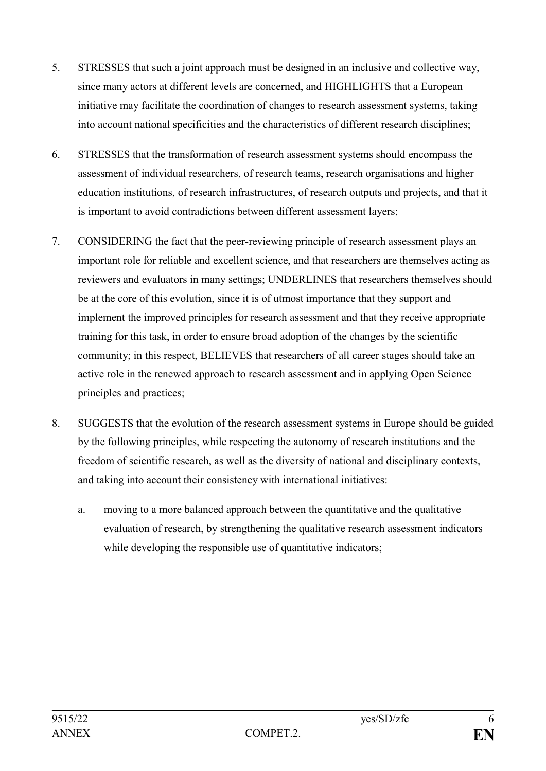5. STRESSES that such a joint approach must be designed in an inclusive and collective way, since many actors at different levels are concerned, and HIGHLIGHTS that a European initiative may facilitate the coordination of changes to research assessment systems, taking into account national specificities and the characteristics of different research disciplines;

6. STRESSES that the transformation of research assessment systems should encompass the assessment of individual researchers, of research teams, research organisations and higher education institutions, of research infrastructures, of research outputs and projects, and that it is important to avoid contradictions between different assessment layers;

7. CONSIDERING the fact that the peer-reviewing principle of research assessment plays an important role for reliable and excellent science, and that researchers are themselves acting as reviewers and evaluators in many settings; UNDERLINES that researchers themselves should be at the core of this evolution, since it is of utmost importance that they support and implement the improved principles for research assessment and that they receive appropriate training for this task, in order to ensure broad adoption of the changes by the scientific community; in this respect, BELIEVES that researchers of all career stages should take an active role in the renewed approach to research assessment and in applying Open Science principles and practices;

8. SUGGESTS that the evolution of the research assessment systems in Europe should be guided by the following principles, while respecting the autonomy of research institutions and the freedom of scientific research, as well as the diversity of national and disciplinary contexts, and taking into account their consistency with international initiatives:

   a. moving to a more balanced approach between the quantitative and the qualitative evaluation of research, by strengthening the qualitative research assessment indicators while developing the responsible use of quantitative indicators;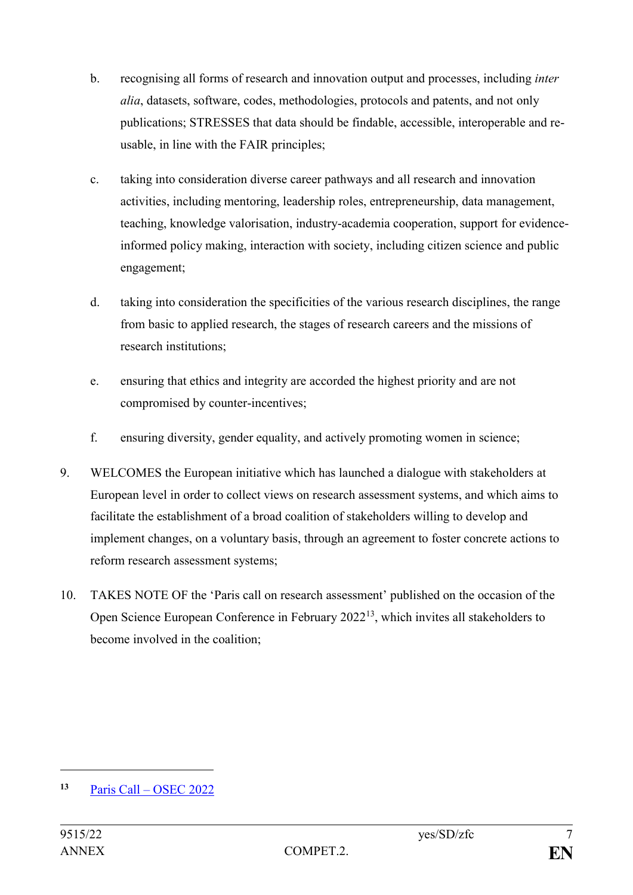b. recognising all forms of research and innovation output and processes, including *inter alia*, datasets, software, codes, methodologies, protocols and patents, and not only publications; STRESSES that data should be findable, accessible, interoperable and re-usable, in line with the FAIR principles;

c. taking into consideration diverse career pathways and all research and innovation activities, including mentoring, leadership roles, entrepreneurship, data management, teaching, knowledge valorisation, industry-academia cooperation, support for evidence-informed policy making, interaction with society, including citizen science and public engagement;

d. taking into consideration the specificities of the various research disciplines, the range from basic to applied research, the stages of research careers and the missions of research institutions;

e. ensuring that ethics and integrity are accorded the highest priority and are not compromised by counter-incentives;

f. ensuring diversity, gender equality, and actively promoting women in science;

9. WELCOMES the European initiative which has launched a dialogue with stakeholders at European level in order to collect views on research assessment systems, and which aims to facilitate the establishment of a broad coalition of stakeholders willing to develop and implement changes, on a voluntary basis, through an agreement to foster concrete actions to reform research assessment systems;

10. TAKES NOTE OF the 'Paris call on research assessment' published on the occasion of the Open Science European Conference in February 2022[13], which invites all stakeholders to become involved in the coalition;

---

[13] Paris Call – OSEC 2022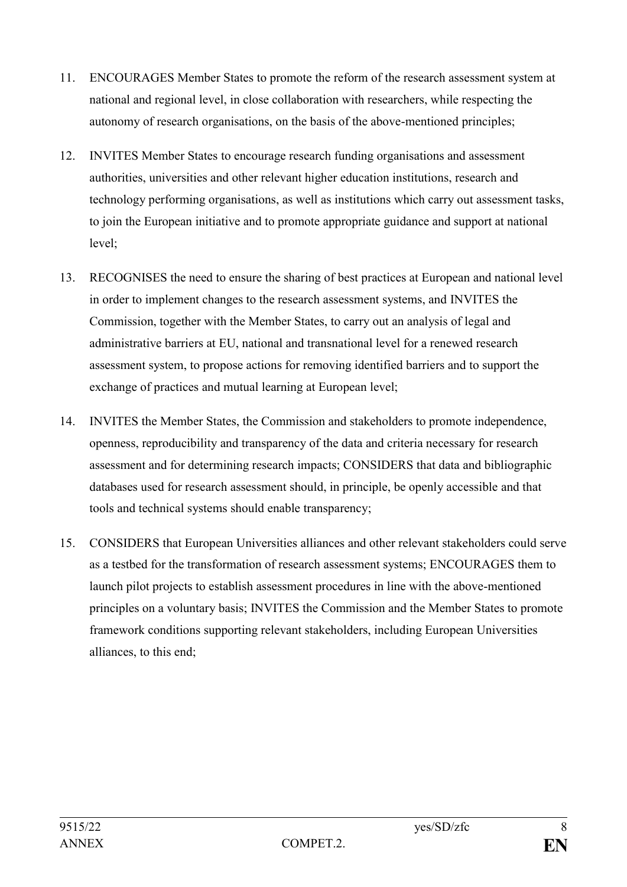11. ENCOURAGES Member States to promote the reform of the research assessment system at national and regional level, in close collaboration with researchers, while respecting the autonomy of research organisations, on the basis of the above-mentioned principles;

12. INVITES Member States to encourage research funding organisations and assessment authorities, universities and other relevant higher education institutions, research and technology performing organisations, as well as institutions which carry out assessment tasks, to join the European initiative and to promote appropriate guidance and support at national level;

13. RECOGNISES the need to ensure the sharing of best practices at European and national level in order to implement changes to the research assessment systems, and INVITES the Commission, together with the Member States, to carry out an analysis of legal and administrative barriers at EU, national and transnational level for a renewed research assessment system, to propose actions for removing identified barriers and to support the exchange of practices and mutual learning at European level;

14. INVITES the Member States, the Commission and stakeholders to promote independence, openness, reproducibility and transparency of the data and criteria necessary for research assessment and for determining research impacts; CONSIDERS that data and bibliographic databases used for research assessment should, in principle, be openly accessible and that tools and technical systems should enable transparency;

15. CONSIDERS that European Universities alliances and other relevant stakeholders could serve as a testbed for the transformation of research assessment systems; ENCOURAGES them to launch pilot projects to establish assessment procedures in line with the above-mentioned principles on a voluntary basis; INVITES the Commission and the Member States to promote framework conditions supporting relevant stakeholders, including European Universities alliances, to this end;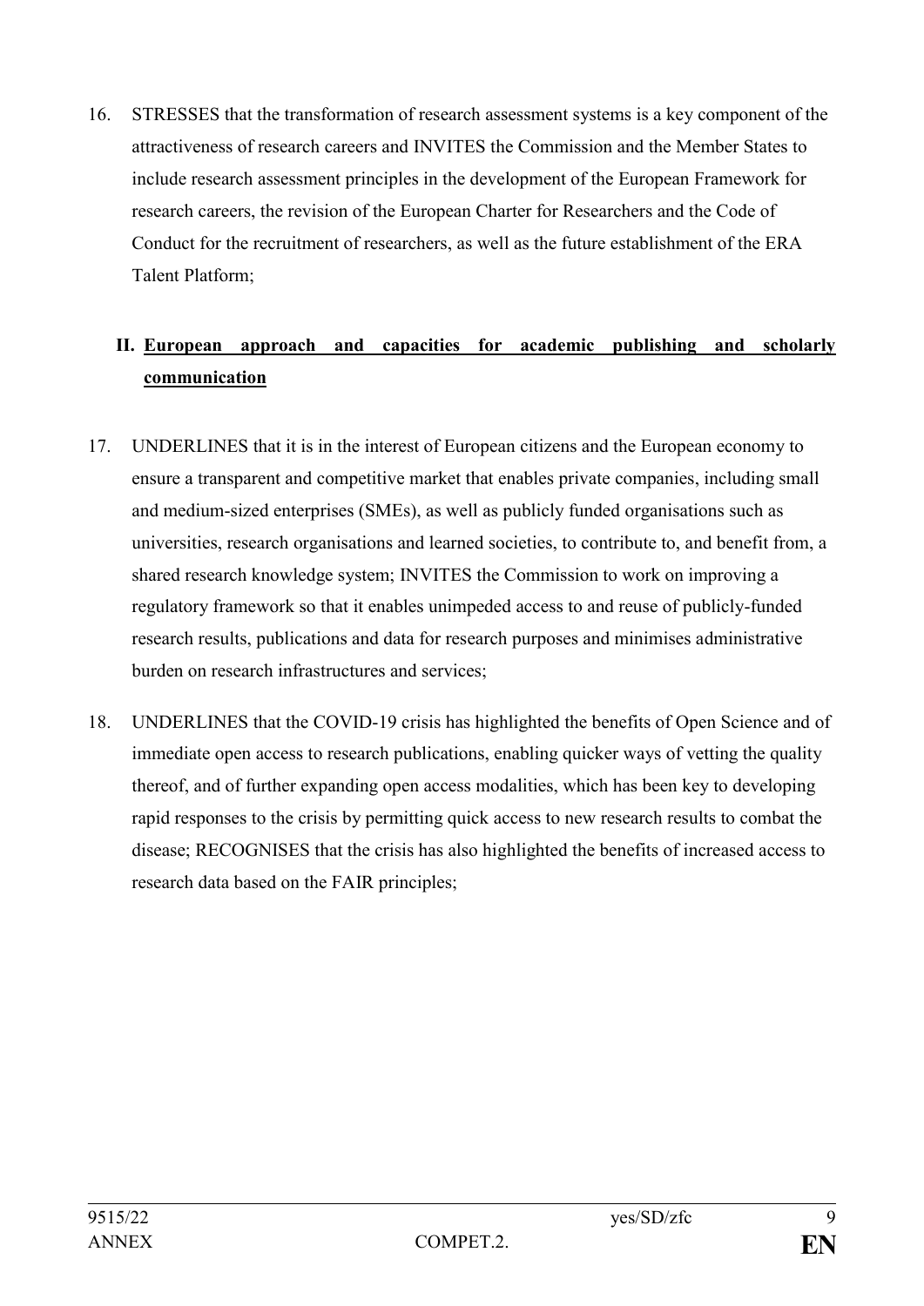16. STRESSES that the transformation of research assessment systems is a key component of the attractiveness of research careers and INVITES the Commission and the Member States to include research assessment principles in the development of the European Framework for research careers, the revision of the European Charter for Researchers and the Code of Conduct for the recruitment of researchers, as well as the future establishment of the ERA Talent Platform;

## II. European approach and capacities for academic publishing and scholarly communication

17. UNDERLINES that it is in the interest of European citizens and the European economy to ensure a transparent and competitive market that enables private companies, including small and medium-sized enterprises (SMEs), as well as publicly funded organisations such as universities, research organisations and learned societies, to contribute to, and benefit from, a shared research knowledge system; INVITES the Commission to work on improving a regulatory framework so that it enables unimpeded access to and reuse of publicly-funded research results, publications and data for research purposes and minimises administrative burden on research infrastructures and services;

18. UNDERLINES that the COVID-19 crisis has highlighted the benefits of Open Science and of immediate open access to research publications, enabling quicker ways of vetting the quality thereof, and of further expanding open access modalities, which has been key to developing rapid responses to the crisis by permitting quick access to new research results to combat the disease; RECOGNISES that the crisis has also highlighted the benefits of increased access to research data based on the FAIR principles;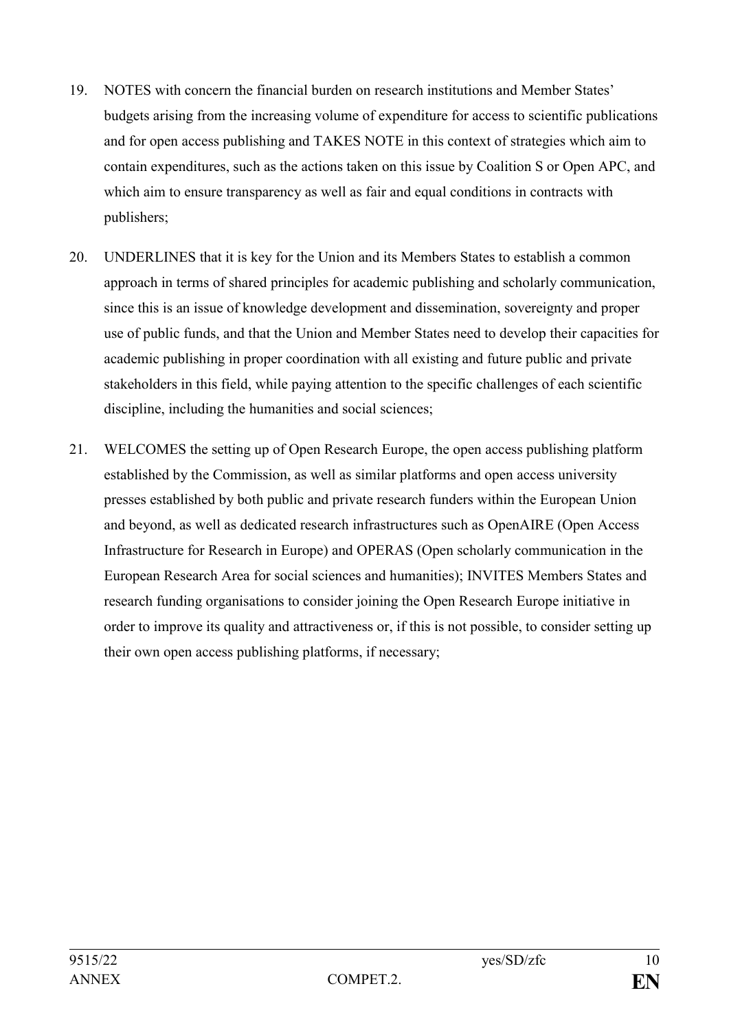19. NOTES with concern the financial burden on research institutions and Member States' budgets arising from the increasing volume of expenditure for access to scientific publications and for open access publishing and TAKES NOTE in this context of strategies which aim to contain expenditures, such as the actions taken on this issue by Coalition S or Open APC, and which aim to ensure transparency as well as fair and equal conditions in contracts with publishers;

20. UNDERLINES that it is key for the Union and its Members States to establish a common approach in terms of shared principles for academic publishing and scholarly communication, since this is an issue of knowledge development and dissemination, sovereignty and proper use of public funds, and that the Union and Member States need to develop their capacities for academic publishing in proper coordination with all existing and future public and private stakeholders in this field, while paying attention to the specific challenges of each scientific discipline, including the humanities and social sciences;

21. WELCOMES the setting up of Open Research Europe, the open access publishing platform established by the Commission, as well as similar platforms and open access university presses established by both public and private research funders within the European Union and beyond, as well as dedicated research infrastructures such as OpenAIRE (Open Access Infrastructure for Research in Europe) and OPERAS (Open scholarly communication in the European Research Area for social sciences and humanities); INVITES Members States and research funding organisations to consider joining the Open Research Europe initiative in order to improve its quality and attractiveness or, if this is not possible, to consider setting up their own open access publishing platforms, if necessary;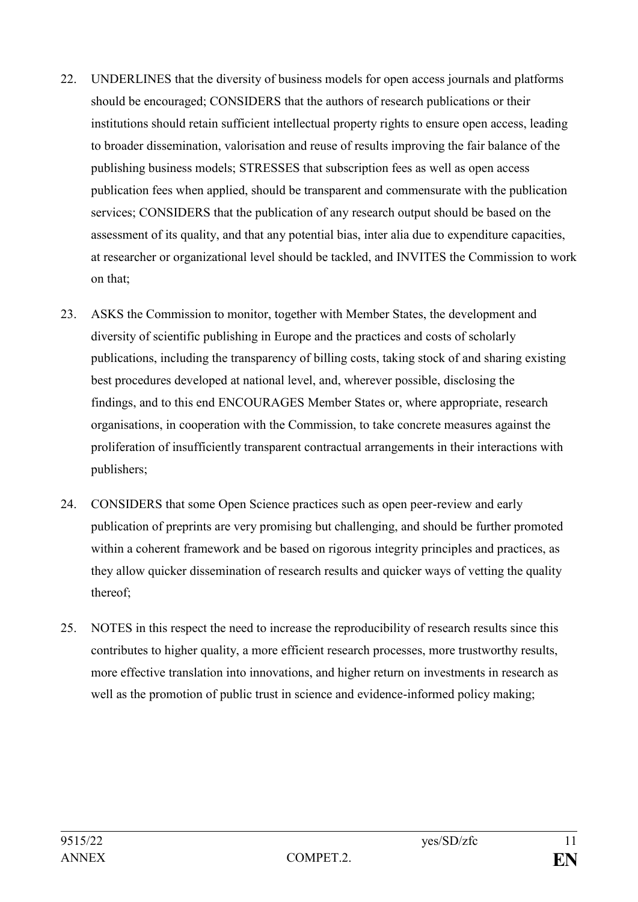22. UNDERLINES that the diversity of business models for open access journals and platforms should be encouraged; CONSIDERS that the authors of research publications or their institutions should retain sufficient intellectual property rights to ensure open access, leading to broader dissemination, valorisation and reuse of results improving the fair balance of the publishing business models; STRESSES that subscription fees as well as open access publication fees when applied, should be transparent and commensurate with the publication services; CONSIDERS that the publication of any research output should be based on the assessment of its quality, and that any potential bias, inter alia due to expenditure capacities, at researcher or organizational level should be tackled, and INVITES the Commission to work on that;

23. ASKS the Commission to monitor, together with Member States, the development and diversity of scientific publishing in Europe and the practices and costs of scholarly publications, including the transparency of billing costs, taking stock of and sharing existing best procedures developed at national level, and, wherever possible, disclosing the findings, and to this end ENCOURAGES Member States or, where appropriate, research organisations, in cooperation with the Commission, to take concrete measures against the proliferation of insufficiently transparent contractual arrangements in their interactions with publishers;

24. CONSIDERS that some Open Science practices such as open peer-review and early publication of preprints are very promising but challenging, and should be further promoted within a coherent framework and be based on rigorous integrity principles and practices, as they allow quicker dissemination of research results and quicker ways of vetting the quality thereof;

25. NOTES in this respect the need to increase the reproducibility of research results since this contributes to higher quality, a more efficient research processes, more trustworthy results, more effective translation into innovations, and higher return on investments in research as well as the promotion of public trust in science and evidence-informed policy making;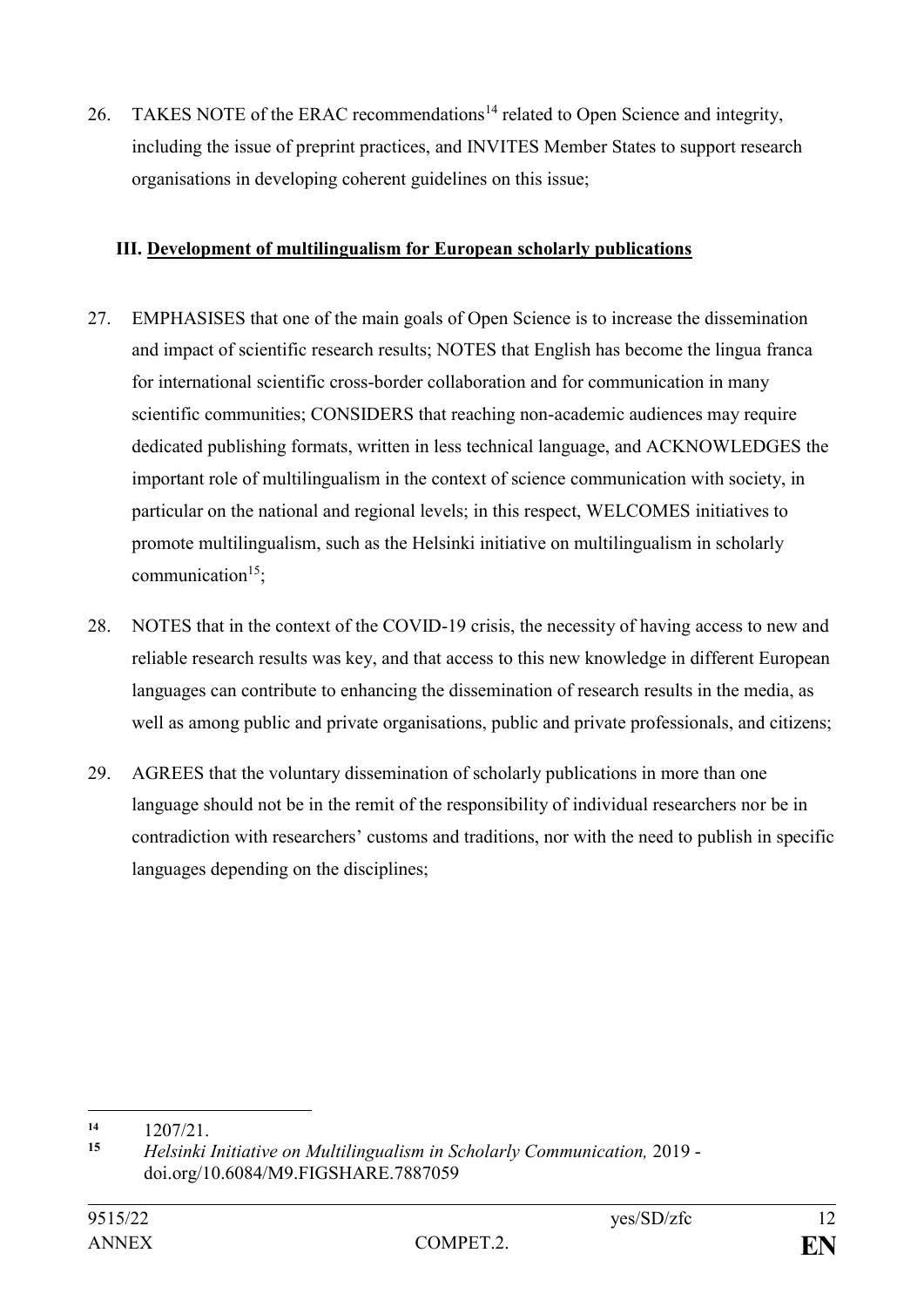26. TAKES NOTE of the ERAC recommendations[14] related to Open Science and integrity, including the issue of preprint practices, and INVITES Member States to support research organisations in developing coherent guidelines on this issue;

### III. Development of multilingualism for European scholarly publications

27. EMPHASISES that one of the main goals of Open Science is to increase the dissemination and impact of scientific research results; NOTES that English has become the lingua franca for international scientific cross-border collaboration and for communication in many scientific communities; CONSIDERS that reaching non-academic audiences may require dedicated publishing formats, written in less technical language, and ACKNOWLEDGES the important role of multilingualism in the context of science communication with society, in particular on the national and regional levels; in this respect, WELCOMES initiatives to promote multilingualism, such as the Helsinki initiative on multilingualism in scholarly communication[15];

28. NOTES that in the context of the COVID-19 crisis, the necessity of having access to new and reliable research results was key, and that access to this new knowledge in different European languages can contribute to enhancing the dissemination of research results in the media, as well as among public and private organisations, public and private professionals, and citizens;

29. AGREES that the voluntary dissemination of scholarly publications in more than one language should not be in the remit of the responsibility of individual researchers nor be in contradiction with researchers' customs and traditions, nor with the need to publish in specific languages depending on the disciplines;

---

[14] 1207/21.

[15] *Helsinki Initiative on Multilingualism in Scholarly Communication,* 2019 - doi.org/10.6084/M9.FIGSHARE.7887059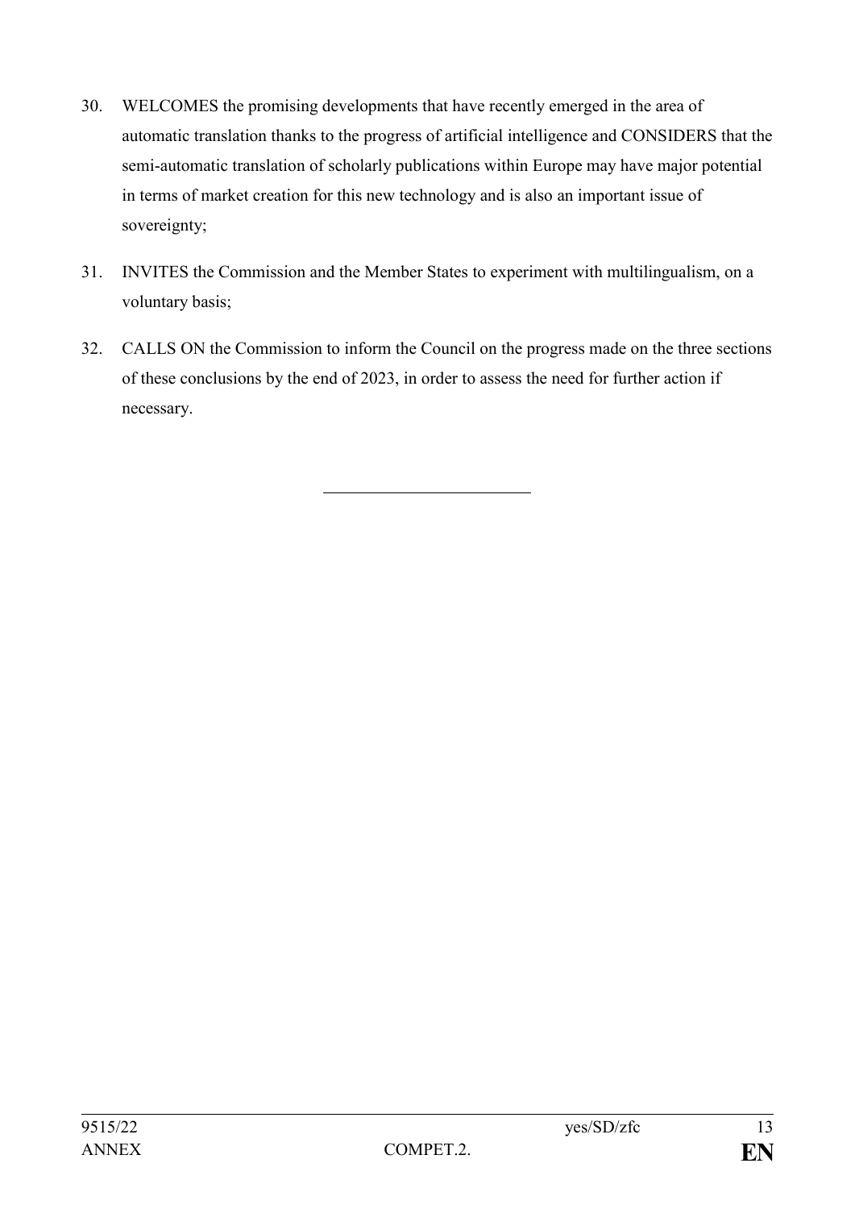30. WELCOMES the promising developments that have recently emerged in the area of automatic translation thanks to the progress of artificial intelligence and CONSIDERS that the semi-automatic translation of scholarly publications within Europe may have major potential in terms of market creation for this new technology and is also an important issue of sovereignty;

31. INVITES the Commission and the Member States to experiment with multilingualism, on a voluntary basis;

32. CALLS ON the Commission to inform the Council on the progress made on the three sections of these conclusions by the end of 2023, in order to assess the need for further action if necessary.